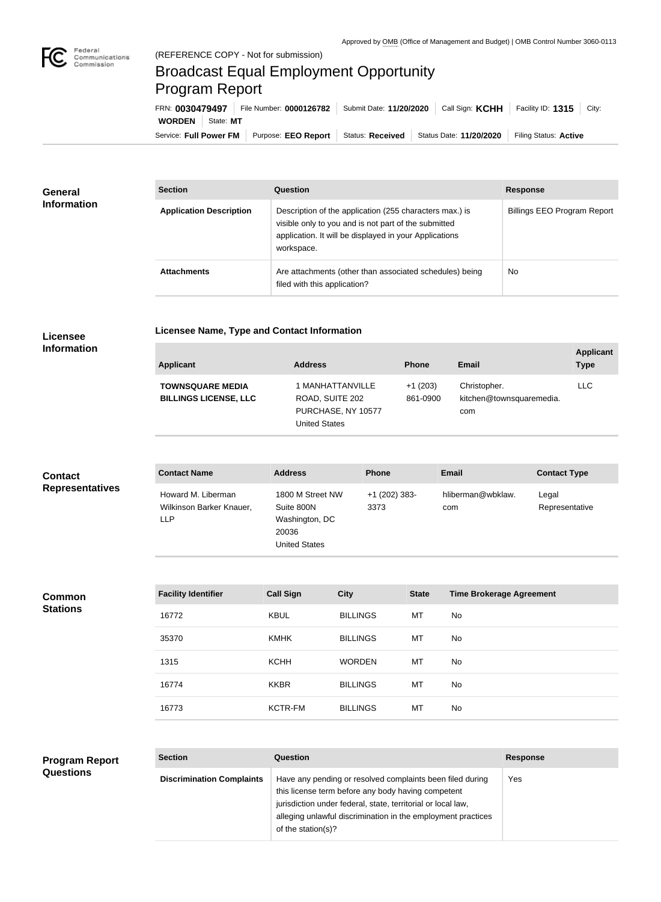Approved by OMB (Office of Management and Budget) | OMB Control Number 3060-0113

Federal Communications Commission

(REFERENCE COPY - Not for submission)

# Broadcast Equal Employment Opportunity Program Report

FRN: **0030479497** | File Number: **0000126782** | Submit Date: **11/20/2020** | Call Sign: **KCHH** | Facility ID: **1315** | City: **WORDEN** | State: **MT**

Service: **Full Power FM** | Purpose: **EEO Report** | Status: **Received** | Status Date: **11/20/2020** | Filing Status: **Active**

## General Information

| Section | Question | Response |
|---|---|---|
| **Application Description** | Description of the application (255 characters max.) is visible only to you and is not part of the submitted application. It will be displayed in your Applications workspace. | Billings EEO Program Report |
| **Attachments** | Are attachments (other than associated schedules) being filed with this application? | No |

## Licensee Information

### Licensee Name, Type and Contact Information

| Applicant | Address | Phone | Email | Applicant Type |
|---|---|---|---|---|
| **TOWNSQUARE MEDIA BILLINGS LICENSE, LLC** | 1 MANHATTANVILLE ROAD, SUITE 202 PURCHASE, NY 10577 United States | +1 (203) 861-0900 | Christopher.kitchen@townsquaremedia.com | LLC |

## Contact Representatives

| Contact Name | Address | Phone | Email | Contact Type |
|---|---|---|---|---|
| Howard M. Liberman Wilkinson Barker Knauer, LLP | 1800 M Street NW Suite 800N Washington, DC 20036 United States | +1 (202) 383-3373 | hliberman@wbklaw.com | Legal Representative |

## Common Stations

| Facility Identifier | Call Sign | City | State | Time Brokerage Agreement |
|---|---|---|---|---|
| 16772 | KBUL | BILLINGS | MT | No |
| 35370 | KMHK | BILLINGS | MT | No |
| 1315 | KCHH | WORDEN | MT | No |
| 16774 | KKBR | BILLINGS | MT | No |
| 16773 | KCTR-FM | BILLINGS | MT | No |

## Program Report Questions

| Section | Question | Response |
|---|---|---|
| **Discrimination Complaints** | Have any pending or resolved complaints been filed during this license term before any body having competent jurisdiction under federal, state, territorial or local law, alleging unlawful discrimination in the employment practices of the station(s)? | Yes |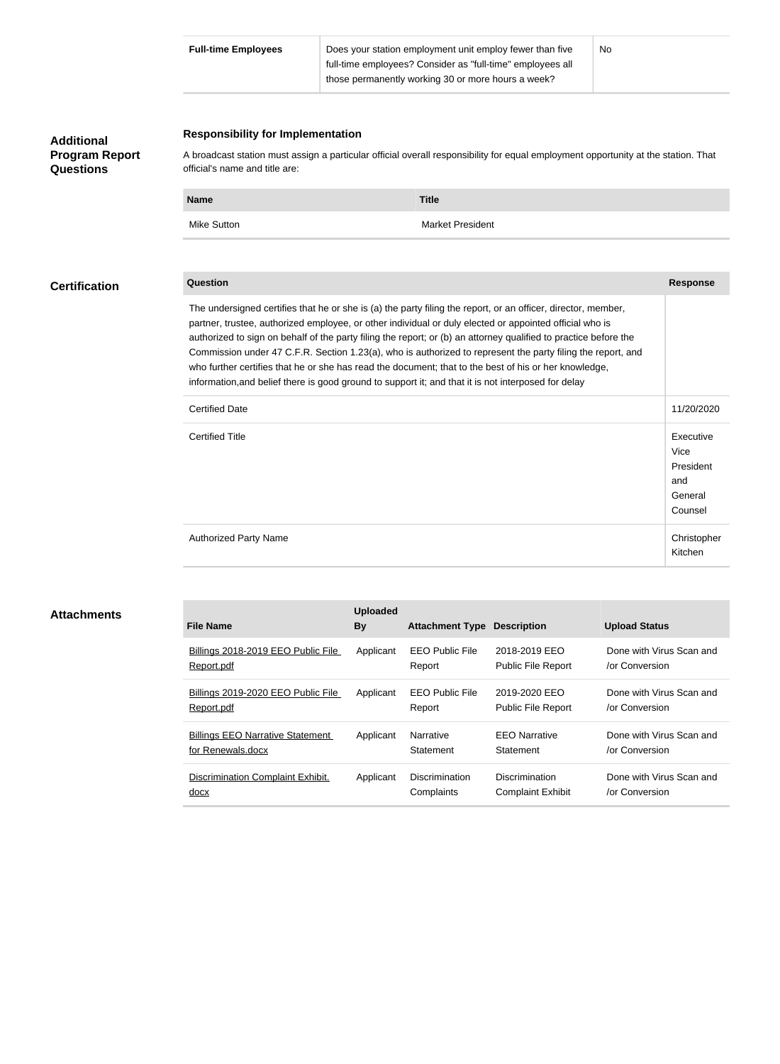| | | |
|---|---|---|
| **Full-time Employees** | Does your station employment unit employ fewer than five full-time employees? Consider as "full-time" employees all those permanently working 30 or more hours a week? | No |

## Additional Program Report Questions

### Responsibility for Implementation

A broadcast station must assign a particular official overall responsibility for equal employment opportunity at the station. That official's name and title are:

| Name | Title |
|---|---|
| Mike Sutton | Market President |

## Certification

| Question | Response |
|---|---|
| The undersigned certifies that he or she is (a) the party filing the report, or an officer, director, member, partner, trustee, authorized employee, or other individual or duly elected or appointed official who is authorized to sign on behalf of the party filing the report; or (b) an attorney qualified to practice before the Commission under 47 C.F.R. Section 1.23(a), who is authorized to represent the party filing the report, and who further certifies that he or she has read the document; that to the best of his or her knowledge, information,and belief there is good ground to support it; and that it is not interposed for delay | |
| Certified Date | 11/20/2020 |
| Certified Title | Executive Vice President and General Counsel |
| Authorized Party Name | Christopher Kitchen |

## Attachments

| File Name | Uploaded By | Attachment Type | Description | Upload Status |
|---|---|---|---|---|
| Billings 2018-2019 EEO Public File Report.pdf | Applicant | EEO Public File Report | 2018-2019 EEO Public File Report | Done with Virus Scan and /or Conversion |
| Billings 2019-2020 EEO Public File Report.pdf | Applicant | EEO Public File Report | 2019-2020 EEO Public File Report | Done with Virus Scan and /or Conversion |
| Billings EEO Narrative Statement for Renewals.docx | Applicant | Narrative Statement | EEO Narrative Statement | Done with Virus Scan and /or Conversion |
| Discrimination Complaint Exhibit.docx | Applicant | Discrimination Complaints | Discrimination Complaint Exhibit | Done with Virus Scan and /or Conversion |